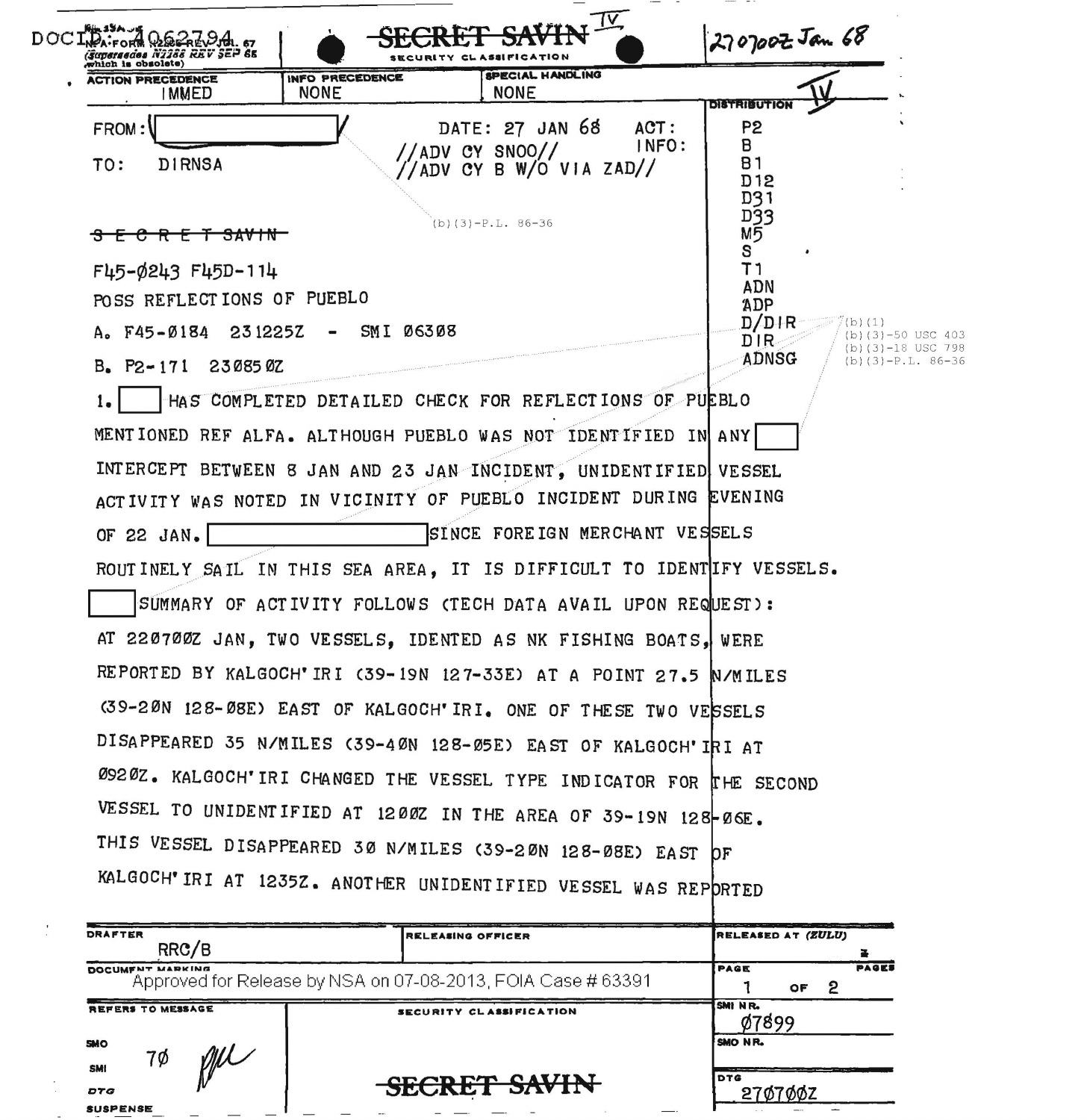DOCID: 4062794

NSA FORM N2286 REV JUL 67 (Supersedes N2288 REV SEP 65 which is obsolete)

**SECRET SAVIN** IV

SECURITY CLASSIFICATION

270700Z Jan 68

| ACTION PRECEDENCE | INFO PRECEDENCE | SPECIAL HANDLING |
|---|---|---|
| IMMED | NONE | NONE |

DISTRIBUTION IV

FROM: [redacted]

TO: DIRNSA

DATE: 27 JAN 68

//ADV CY SNOO//
//ADV CY B W/O VIA ZAD//

ACT:
INFO:

P2
B
B1
D12
D31
D33
M5
S
T1
ADN
ADP
D/DIR
DIR
ADNSG

(b)(3)-P.L. 86-36

(b)(1)
(b)(3)-50 USC 403
(b)(3)-18 USC 798
(b)(3)-P.L. 86-36

~~S E C R E T SAVIN~~

F45-Ø243 F45D-114

POSS REFLECTIONS OF PUEBLO

A. F45-Ø184 231225Z - SMI Ø63Ø8

B. P2-171 23Ø85ØZ

1. [redacted] HAS COMPLETED DETAILED CHECK FOR REFLECTIONS OF PUEBLO MENTIONED REF ALFA. ALTHOUGH PUEBLO WAS NOT IDENTIFIED IN ANY [redacted] INTERCEPT BETWEEN 8 JAN AND 23 JAN INCIDENT, UNIDENTIFIED VESSEL ACTIVITY WAS NOTED IN VICINITY OF PUEBLO INCIDENT DURING EVENING OF 22 JAN. [redacted] SINCE FOREIGN MERCHANT VESSELS ROUTINELY SAIL IN THIS SEA AREA, IT IS DIFFICULT TO IDENTIFY VESSELS. [redacted] SUMMARY OF ACTIVITY FOLLOWS (TECH DATA AVAIL UPON REQUEST): AT 2207ØØZ JAN, TWO VESSELS, IDENTED AS NK FISHING BOATS, WERE REPORTED BY KALGOCH'IRI (39-19N 127-33E) AT A POINT 27.5 N/MILES (39-2ØN 128-Ø8E) EAST OF KALGOCH'IRI. ONE OF THESE TWO VESSELS DISAPPEARED 35 N/MILES (39-4ØN 128-Ø5E) EAST OF KALGOCH'IRI AT Ø92ØZ. KALGOCH'IRI CHANGED THE VESSEL TYPE INDICATOR FOR THE SECOND VESSEL TO UNIDENTIFIED AT 12ØØZ IN THE AREA OF 39-19N 128-Ø6E. THIS VESSEL DISAPPEARED 3Ø N/MILES (39-2ØN 128-Ø8E) EAST OF KALGOCH'IRI AT 1235Z. ANOTHER UNIDENTIFIED VESSEL WAS REPORTED

| DRAFTER | RELEASING OFFICER | RELEASED AT (ZULU) |
|---|---|---|
| RRC/B | | |

DOCUMENT MARKING

Approved for Release by NSA on 07-08-2013, FOIA Case # 63391

PAGE 1 OF 2 PAGES

REFERS TO MESSAGE

SMO 7Ø

SMI

DTG

SUSPENSE

SECURITY CLASSIFICATION

**SECRET SAVIN**

SMI NR. Ø7899

SMO NR.

DTG 27Ø7ØØZ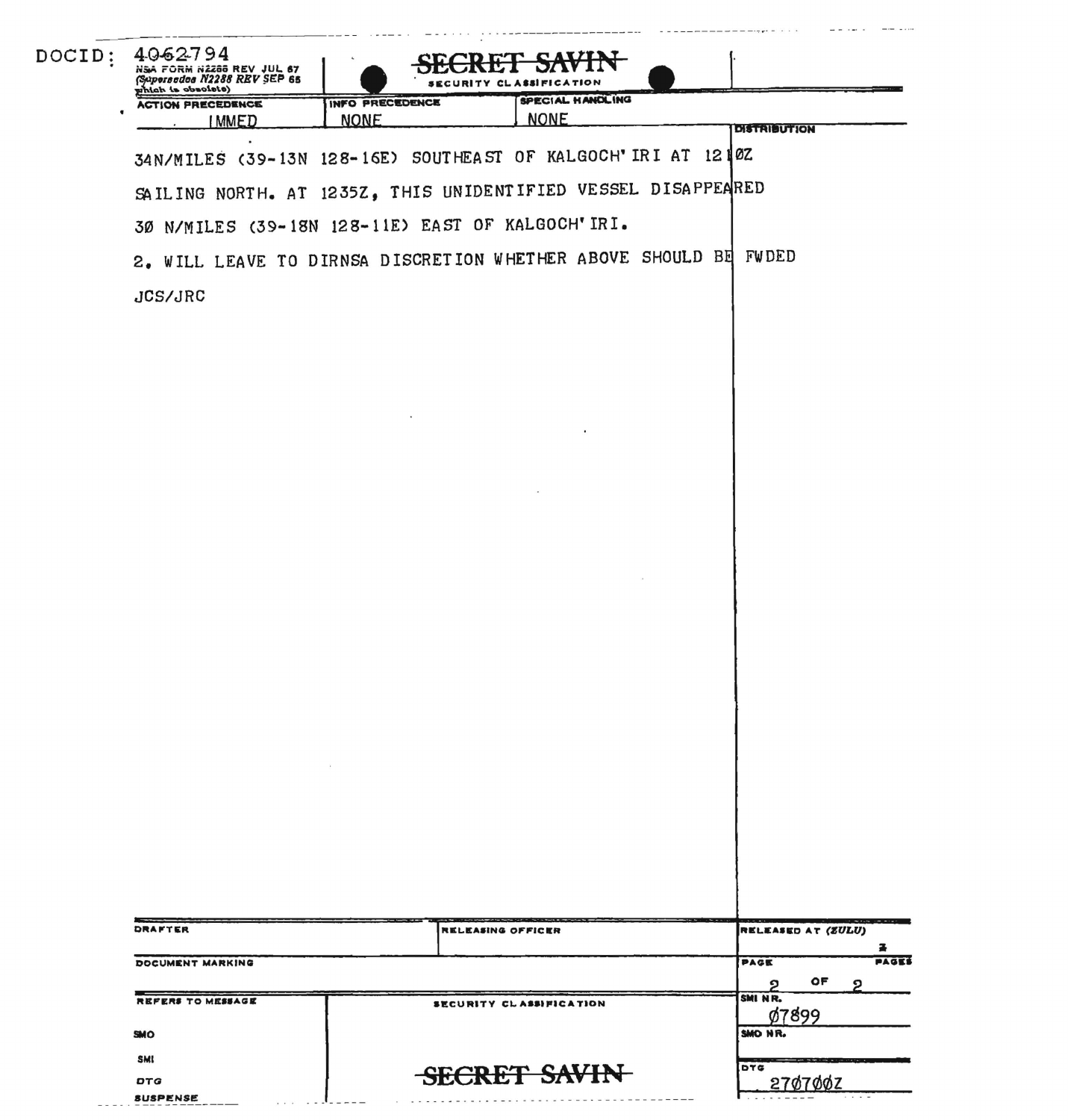DOCID: 4062794

NSA FORM N2288 REV JUL 67 (Supersedes N2288 REV SEP 65 which is obsolete)

~~SECRET SAVIN~~

SECURITY CLASSIFICATION

| ACTION PRECEDENCE | INFO PRECEDENCE | SPECIAL HANDLING |
|---|---|---|
| IMMED | NONE | NONE |

DISTRIBUTION

34N/MILES (39-13N 128-16E) SOUTHEAST OF KALGOCH'IRI AT 1210Z SAILING NORTH. AT 1235Z, THIS UNIDENTIFIED VESSEL DISAPPEARED 30 N/MILES (39-18N 128-11E) EAST OF KALGOCH'IRI.

2. WILL LEAVE TO DIRNSA DISCRETION WHETHER ABOVE SHOULD BE FWDED

JCS/JRC

| DRAFTER | RELEASING OFFICER | RELEASED AT (ZULU) |
|---|---|---|
| DOCUMENT MARKING | | PAGE 2 OF 2 PAGES |
| REFERS TO MESSAGE | SECURITY CLASSIFICATION | SMI NR. Ø7899 |
| SMO | | SMO NR. |
| SMI | | |
| DTG | ~~SECRET SAVIN~~ | DTG 27Ø7ØØZ |
| SUSPENSE | | |